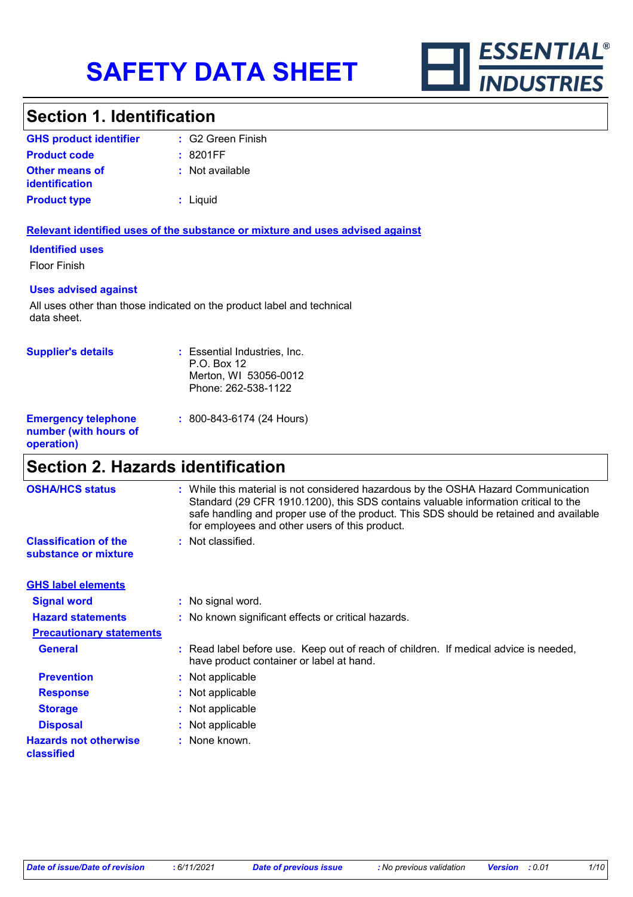# SAFETY DATA SHEET

ESSENTIAL® INDUSTRIES

## Section 1. Identification

| | | |
|---|---|---|
| **GHS product identifier** | : | G2 Green Finish |
| **Product code** | : | 8201FF |
| **Other means of identification** | : | Not available |
| **Product type** | : | Liquid |

**Relevant identified uses of the substance or mixture and uses advised against**

**Identified uses**

Floor Finish

**Uses advised against**

All uses other than those indicated on the product label and technical data sheet.

| | | |
|---|---|---|
| **Supplier's details** | : | Essential Industries, Inc.<br>P.O. Box 12<br>Merton, WI 53056-0012<br>Phone: 262-538-1122 |
| **Emergency telephone number (with hours of operation)** | : | 800-843-6174 (24 Hours) |

## Section 2. Hazards identification

| | | |
|---|---|---|
| **OSHA/HCS status** | : | While this material is not considered hazardous by the OSHA Hazard Communication Standard (29 CFR 1910.1200), this SDS contains valuable information critical to the safe handling and proper use of the product. This SDS should be retained and available for employees and other users of this product. |
| **Classification of the substance or mixture** | : | Not classified. |

**GHS label elements**

| | | |
|---|---|---|
| **Signal word** | : | No signal word. |
| **Hazard statements** | : | No known significant effects or critical hazards. |

**Precautionary statements**

| | | |
|---|---|---|
| **General** | : | Read label before use. Keep out of reach of children. If medical advice is needed, have product container or label at hand. |
| **Prevention** | : | Not applicable |
| **Response** | : | Not applicable |
| **Storage** | : | Not applicable |
| **Disposal** | : | Not applicable |
| **Hazards not otherwise classified** | : | None known. |

*Date of issue/Date of revision* : 6/11/2021 *Date of previous issue* : No previous validation *Version* : 0.01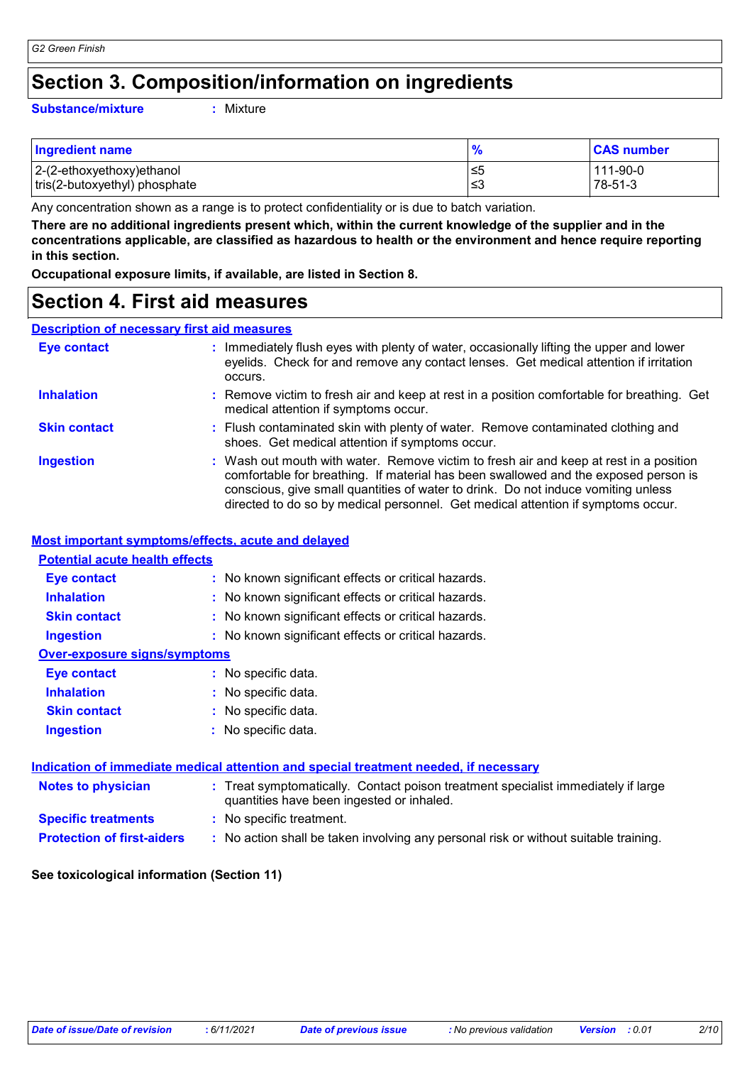# Section 3. Composition/information on ingredients

**Substance/mixture** : Mixture

| Ingredient name | % | CAS number |
|---|---|---|
| 2-(2-ethoxyethoxy)ethanol | ≤5 | 111-90-0 |
| tris(2-butoxyethyl) phosphate | ≤3 | 78-51-3 |

Any concentration shown as a range is to protect confidentiality or is due to batch variation.

**There are no additional ingredients present which, within the current knowledge of the supplier and in the concentrations applicable, are classified as hazardous to health or the environment and hence require reporting in this section.**

**Occupational exposure limits, if available, are listed in Section 8.**

# Section 4. First aid measures

## Description of necessary first aid measures

**Eye contact** : Immediately flush eyes with plenty of water, occasionally lifting the upper and lower eyelids. Check for and remove any contact lenses. Get medical attention if irritation occurs.

**Inhalation** : Remove victim to fresh air and keep at rest in a position comfortable for breathing. Get medical attention if symptoms occur.

**Skin contact** : Flush contaminated skin with plenty of water. Remove contaminated clothing and shoes. Get medical attention if symptoms occur.

**Ingestion** : Wash out mouth with water. Remove victim to fresh air and keep at rest in a position comfortable for breathing. If material has been swallowed and the exposed person is conscious, give small quantities of water to drink. Do not induce vomiting unless directed to do so by medical personnel. Get medical attention if symptoms occur.

## Most important symptoms/effects, acute and delayed

### Potential acute health effects

**Eye contact** : No known significant effects or critical hazards.

**Inhalation** : No known significant effects or critical hazards.

**Skin contact** : No known significant effects or critical hazards.

**Ingestion** : No known significant effects or critical hazards.

### Over-exposure signs/symptoms

**Eye contact** : No specific data.

**Inhalation** : No specific data.

**Skin contact** : No specific data.

**Ingestion** : No specific data.

## Indication of immediate medical attention and special treatment needed, if necessary

**Notes to physician** : Treat symptomatically. Contact poison treatment specialist immediately if large quantities have been ingested or inhaled.

**Specific treatments** : No specific treatment.

**Protection of first-aiders** : No action shall be taken involving any personal risk or without suitable training.

**See toxicological information (Section 11)**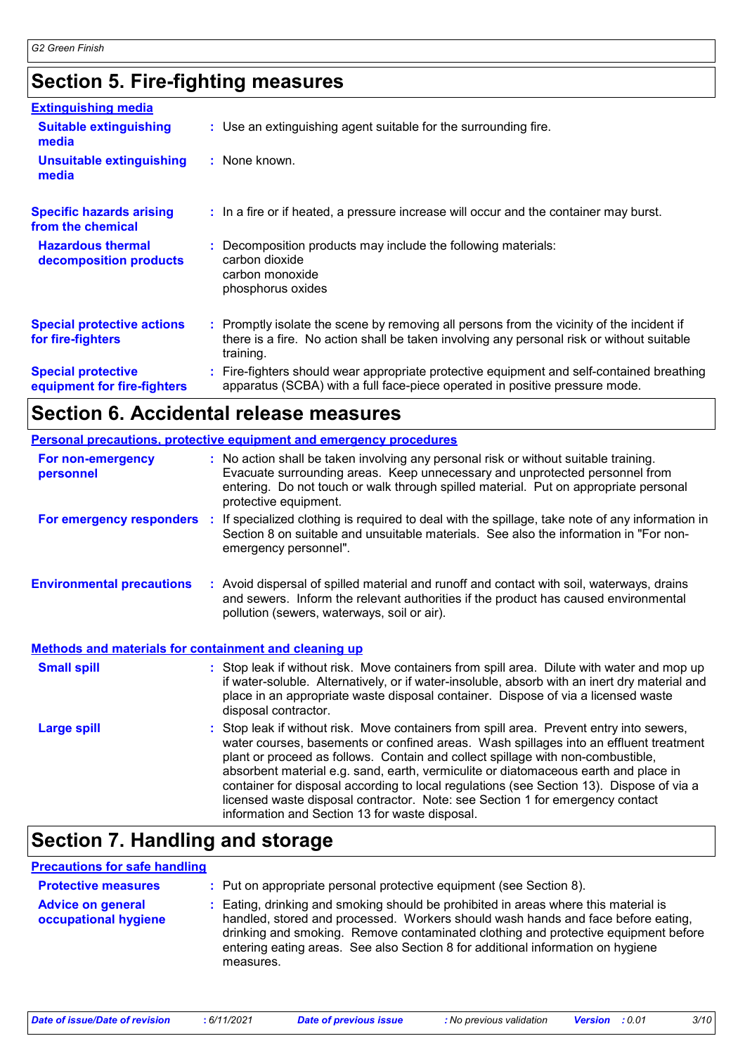## Section 5. Fire-fighting measures

### Extinguishing media

**Suitable extinguishing media** : Use an extinguishing agent suitable for the surrounding fire.

**Unsuitable extinguishing media** : None known.

**Specific hazards arising from the chemical** : In a fire or if heated, a pressure increase will occur and the container may burst.

**Hazardous thermal decomposition products** : Decomposition products may include the following materials:
carbon dioxide
carbon monoxide
phosphorus oxides

**Special protective actions for fire-fighters** : Promptly isolate the scene by removing all persons from the vicinity of the incident if there is a fire. No action shall be taken involving any personal risk or without suitable training.

**Special protective equipment for fire-fighters** : Fire-fighters should wear appropriate protective equipment and self-contained breathing apparatus (SCBA) with a full face-piece operated in positive pressure mode.

## Section 6. Accidental release measures

### Personal precautions, protective equipment and emergency procedures

**For non-emergency personnel** : No action shall be taken involving any personal risk or without suitable training. Evacuate surrounding areas. Keep unnecessary and unprotected personnel from entering. Do not touch or walk through spilled material. Put on appropriate personal protective equipment.

**For emergency responders** : If specialized clothing is required to deal with the spillage, take note of any information in Section 8 on suitable and unsuitable materials. See also the information in "For non-emergency personnel".

**Environmental precautions** : Avoid dispersal of spilled material and runoff and contact with soil, waterways, drains and sewers. Inform the relevant authorities if the product has caused environmental pollution (sewers, waterways, soil or air).

### Methods and materials for containment and cleaning up

**Small spill** : Stop leak if without risk. Move containers from spill area. Dilute with water and mop up if water-soluble. Alternatively, or if water-insoluble, absorb with an inert dry material and place in an appropriate waste disposal container. Dispose of via a licensed waste disposal contractor.

**Large spill** : Stop leak if without risk. Move containers from spill area. Prevent entry into sewers, water courses, basements or confined areas. Wash spillages into an effluent treatment plant or proceed as follows. Contain and collect spillage with non-combustible, absorbent material e.g. sand, earth, vermiculite or diatomaceous earth and place in container for disposal according to local regulations (see Section 13). Dispose of via a licensed waste disposal contractor. Note: see Section 1 for emergency contact information and Section 13 for waste disposal.

## Section 7. Handling and storage

### Precautions for safe handling

**Protective measures** : Put on appropriate personal protective equipment (see Section 8).

**Advice on general occupational hygiene** : Eating, drinking and smoking should be prohibited in areas where this material is handled, stored and processed. Workers should wash hands and face before eating, drinking and smoking. Remove contaminated clothing and protective equipment before entering eating areas. See also Section 8 for additional information on hygiene measures.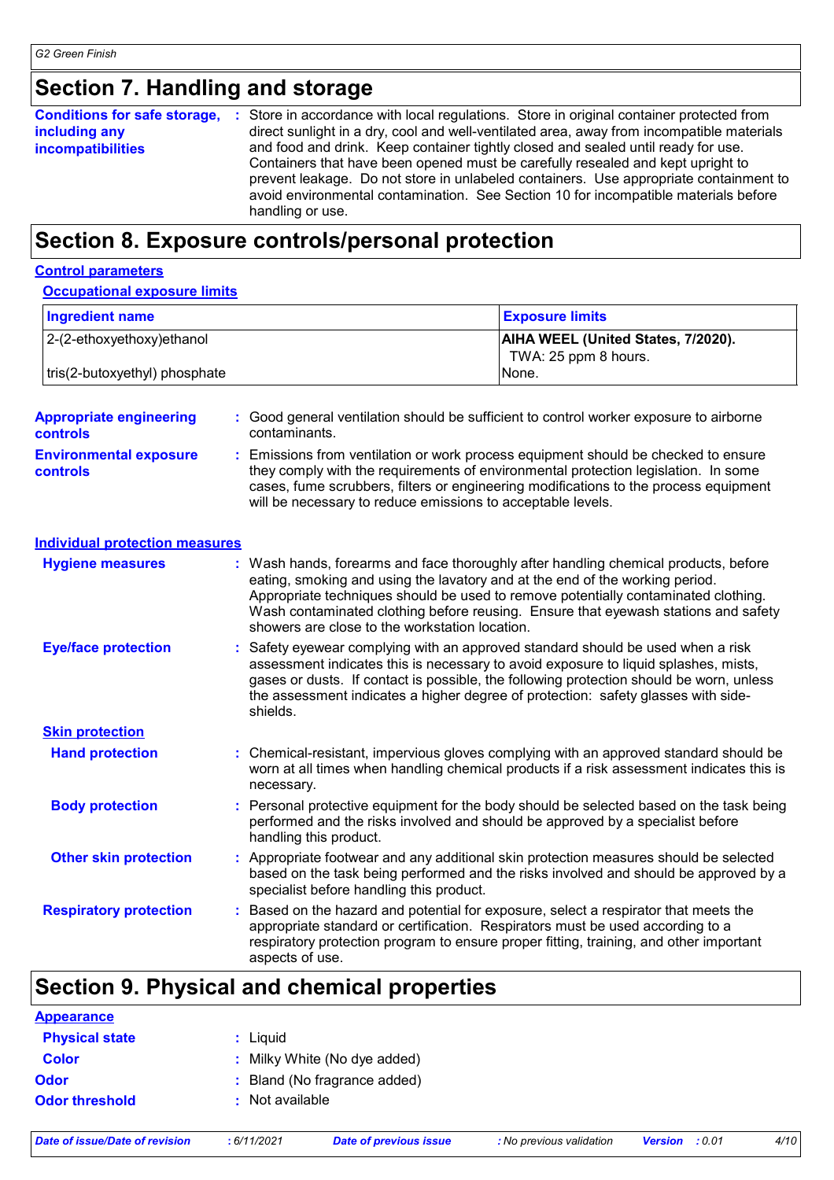## Section 7. Handling and storage

**Conditions for safe storage, including any incompatibilities** : Store in accordance with local regulations. Store in original container protected from direct sunlight in a dry, cool and well-ventilated area, away from incompatible materials and food and drink. Keep container tightly closed and sealed until ready for use. Containers that have been opened must be carefully resealed and kept upright to prevent leakage. Do not store in unlabeled containers. Use appropriate containment to avoid environmental contamination. See Section 10 for incompatible materials before handling or use.

## Section 8. Exposure controls/personal protection

### Control parameters

#### Occupational exposure limits

| Ingredient name | Exposure limits |
|---|---|
| 2-(2-ethoxyethoxy)ethanol | **AIHA WEEL (United States, 7/2020).** TWA: 25 ppm 8 hours. |
| tris(2-butoxyethyl) phosphate | None. |

**Appropriate engineering controls** : Good general ventilation should be sufficient to control worker exposure to airborne contaminants.

**Environmental exposure controls** : Emissions from ventilation or work process equipment should be checked to ensure they comply with the requirements of environmental protection legislation. In some cases, fume scrubbers, filters or engineering modifications to the process equipment will be necessary to reduce emissions to acceptable levels.

### Individual protection measures

**Hygiene measures** : Wash hands, forearms and face thoroughly after handling chemical products, before eating, smoking and using the lavatory and at the end of the working period. Appropriate techniques should be used to remove potentially contaminated clothing. Wash contaminated clothing before reusing. Ensure that eyewash stations and safety showers are close to the workstation location.

**Eye/face protection** : Safety eyewear complying with an approved standard should be used when a risk assessment indicates this is necessary to avoid exposure to liquid splashes, mists, gases or dusts. If contact is possible, the following protection should be worn, unless the assessment indicates a higher degree of protection: safety glasses with side-shields.

#### Skin protection

**Hand protection** : Chemical-resistant, impervious gloves complying with an approved standard should be worn at all times when handling chemical products if a risk assessment indicates this is necessary.

**Body protection** : Personal protective equipment for the body should be selected based on the task being performed and the risks involved and should be approved by a specialist before handling this product.

**Other skin protection** : Appropriate footwear and any additional skin protection measures should be selected based on the task being performed and the risks involved and should be approved by a specialist before handling this product.

**Respiratory protection** : Based on the hazard and potential for exposure, select a respirator that meets the appropriate standard or certification. Respirators must be used according to a respiratory protection program to ensure proper fitting, training, and other important aspects of use.

## Section 9. Physical and chemical properties

### Appearance

**Physical state** : Liquid

**Color** : Milky White (No dye added)

**Odor** : Bland (No fragrance added)

**Odor threshold** : Not available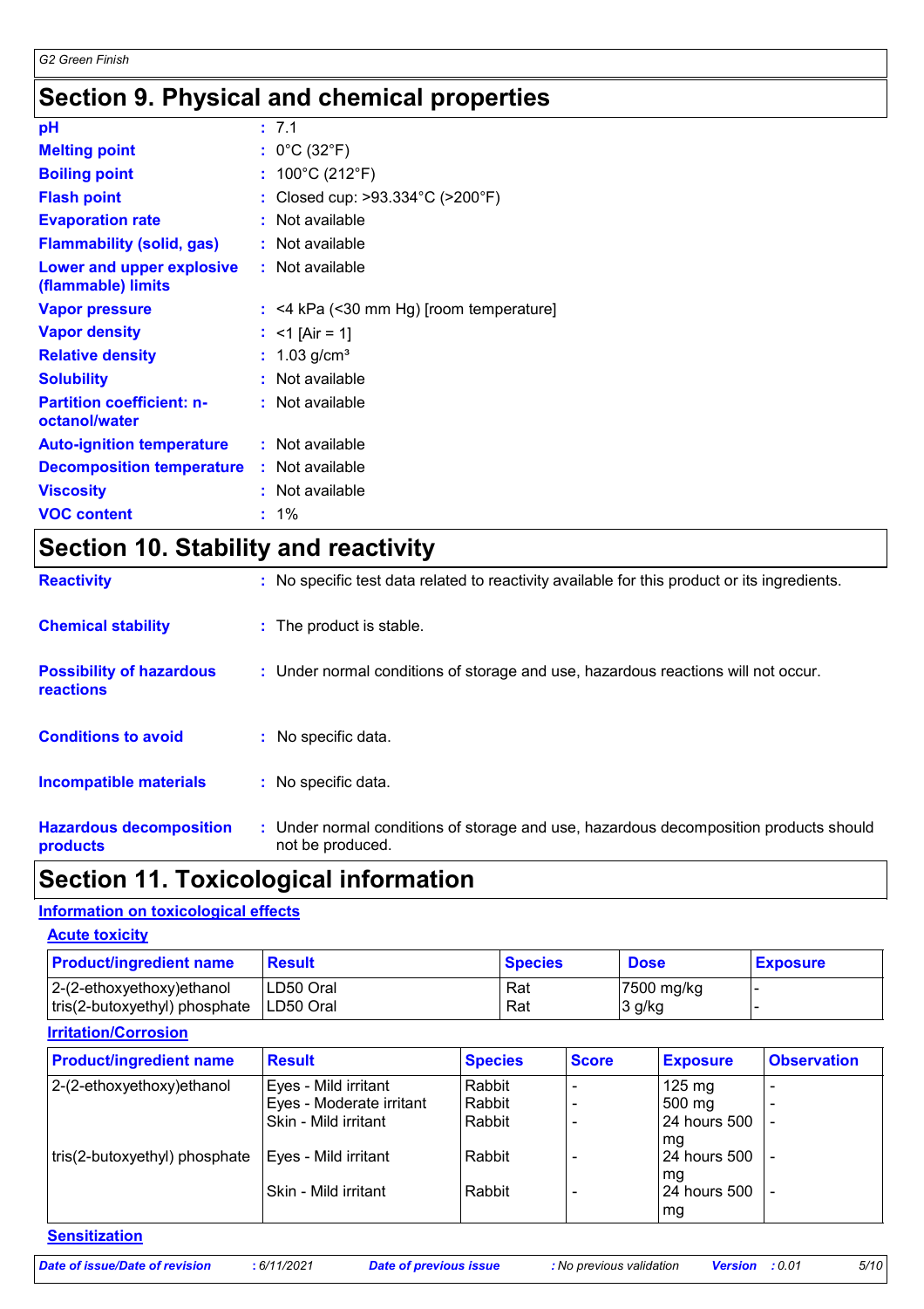# Section 9. Physical and chemical properties

| | |
|---|---|
| **pH** | : 7.1 |
| **Melting point** | : 0°C (32°F) |
| **Boiling point** | : 100°C (212°F) |
| **Flash point** | : Closed cup: >93.334°C (>200°F) |
| **Evaporation rate** | : Not available |
| **Flammability (solid, gas)** | : Not available |
| **Lower and upper explosive (flammable) limits** | : Not available |
| **Vapor pressure** | : <4 kPa (<30 mm Hg) [room temperature] |
| **Vapor density** | : <1 [Air = 1] |
| **Relative density** | : 1.03 g/cm³ |
| **Solubility** | : Not available |
| **Partition coefficient: n-octanol/water** | : Not available |
| **Auto-ignition temperature** | : Not available |
| **Decomposition temperature** | : Not available |
| **Viscosity** | : Not available |
| **VOC content** | : 1% |

# Section 10. Stability and reactivity

| | |
|---|---|
| **Reactivity** | : No specific test data related to reactivity available for this product or its ingredients. |
| **Chemical stability** | : The product is stable. |
| **Possibility of hazardous reactions** | : Under normal conditions of storage and use, hazardous reactions will not occur. |
| **Conditions to avoid** | : No specific data. |
| **Incompatible materials** | : No specific data. |
| **Hazardous decomposition products** | : Under normal conditions of storage and use, hazardous decomposition products should not be produced. |

# Section 11. Toxicological information

## Information on toxicological effects

### Acute toxicity

| Product/ingredient name | Result | Species | Dose | Exposure |
|---|---|---|---|---|
| 2-(2-ethoxyethoxy)ethanol | LD50 Oral | Rat | 7500 mg/kg | - |
| tris(2-butoxyethyl) phosphate | LD50 Oral | Rat | 3 g/kg | - |

### Irritation/Corrosion

| Product/ingredient name | Result | Species | Score | Exposure | Observation |
|---|---|---|---|---|---|
| 2-(2-ethoxyethoxy)ethanol | Eyes - Mild irritant | Rabbit | - | 125 mg | - |
| | Eyes - Moderate irritant | Rabbit | - | 500 mg | - |
| | Skin - Mild irritant | Rabbit | - | 24 hours 500 mg | - |
| tris(2-butoxyethyl) phosphate | Eyes - Mild irritant | Rabbit | - | 24 hours 500 mg | - |
| | Skin - Mild irritant | Rabbit | - | 24 hours 500 mg | - |

### Sensitization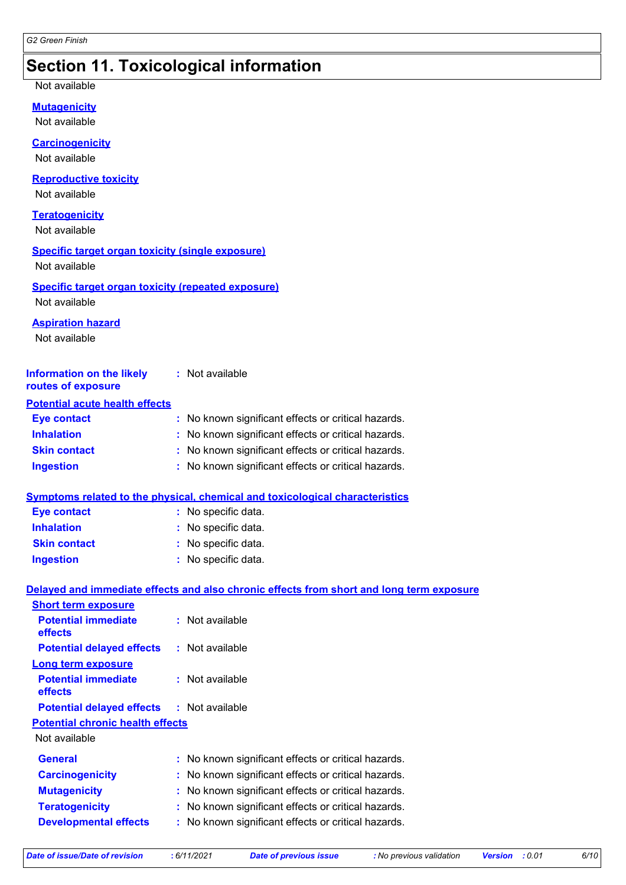## Section 11. Toxicological information

Not available

**Mutagenicity**

Not available

**Carcinogenicity**

Not available

**Reproductive toxicity**

Not available

**Teratogenicity**

Not available

**Specific target organ toxicity (single exposure)**

Not available

**Specific target organ toxicity (repeated exposure)**

Not available

**Aspiration hazard**

Not available

**Information on the likely routes of exposure** : Not available

**Potential acute health effects**

**Eye contact** : No known significant effects or critical hazards.
**Inhalation** : No known significant effects or critical hazards.
**Skin contact** : No known significant effects or critical hazards.
**Ingestion** : No known significant effects or critical hazards.

**Symptoms related to the physical, chemical and toxicological characteristics**

**Eye contact** : No specific data.
**Inhalation** : No specific data.
**Skin contact** : No specific data.
**Ingestion** : No specific data.

**Delayed and immediate effects and also chronic effects from short and long term exposure**

**Short term exposure**

**Potential immediate effects** : Not available
**Potential delayed effects** : Not available

**Long term exposure**

**Potential immediate effects** : Not available
**Potential delayed effects** : Not available

**Potential chronic health effects**

Not available

**General** : No known significant effects or critical hazards.
**Carcinogenicity** : No known significant effects or critical hazards.
**Mutagenicity** : No known significant effects or critical hazards.
**Teratogenicity** : No known significant effects or critical hazards.
**Developmental effects** : No known significant effects or critical hazards.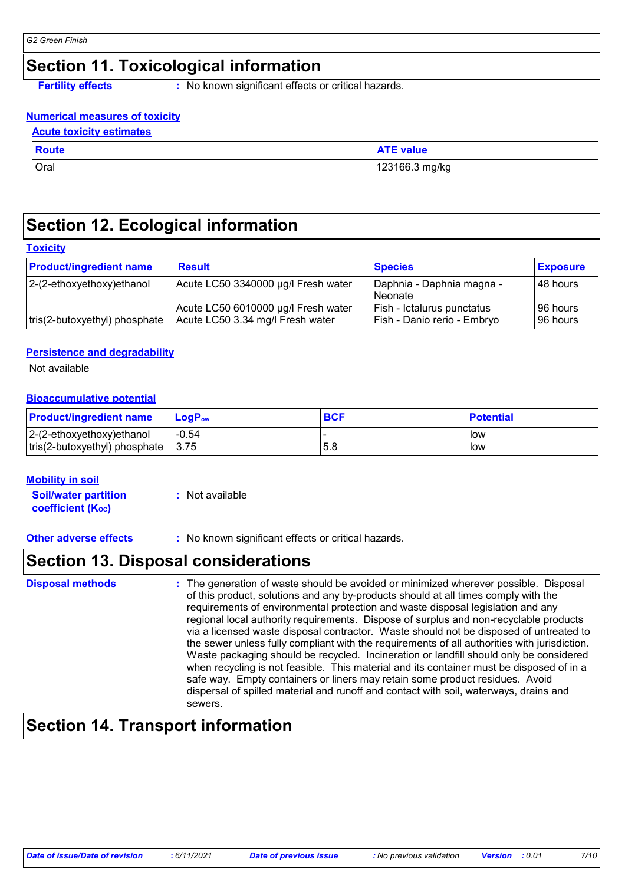## Section 11. Toxicological information

**Fertility effects** : No known significant effects or critical hazards.

**Numerical measures of toxicity**

**Acute toxicity estimates**

| Route | ATE value |
|---|---|
| Oral | 123166.3 mg/kg |

## Section 12. Ecological information

**Toxicity**

| Product/ingredient name | Result | Species | Exposure |
|---|---|---|---|
| 2-(2-ethoxyethoxy)ethanol | Acute LC50 3340000 µg/l Fresh water | Daphnia - Daphnia magna - Neonate | 48 hours |
| | Acute LC50 6010000 µg/l Fresh water | Fish - Ictalurus punctatus | 96 hours |
| tris(2-butoxyethyl) phosphate | Acute LC50 3.34 mg/l Fresh water | Fish - Danio rerio - Embryo | 96 hours |

**Persistence and degradability**

Not available

**Bioaccumulative potential**

| Product/ingredient name | $LogP_{ow}$ | BCF | Potential |
|---|---|---|---|
| 2-(2-ethoxyethoxy)ethanol | -0.54 | - | low |
| tris(2-butoxyethyl) phosphate | 3.75 | 5.8 | low |

**Mobility in soil**

**Soil/water partition coefficient ($K_{OC}$)** : Not available

**Other adverse effects** : No known significant effects or critical hazards.

## Section 13. Disposal considerations

**Disposal methods** : The generation of waste should be avoided or minimized wherever possible. Disposal of this product, solutions and any by-products should at all times comply with the requirements of environmental protection and waste disposal legislation and any regional local authority requirements. Dispose of surplus and non-recyclable products via a licensed waste disposal contractor. Waste should not be disposed of untreated to the sewer unless fully compliant with the requirements of all authorities with jurisdiction. Waste packaging should be recycled. Incineration or landfill should only be considered when recycling is not feasible. This material and its container must be disposed of in a safe way. Empty containers or liners may retain some product residues. Avoid dispersal of spilled material and runoff and contact with soil, waterways, drains and sewers.

## Section 14. Transport information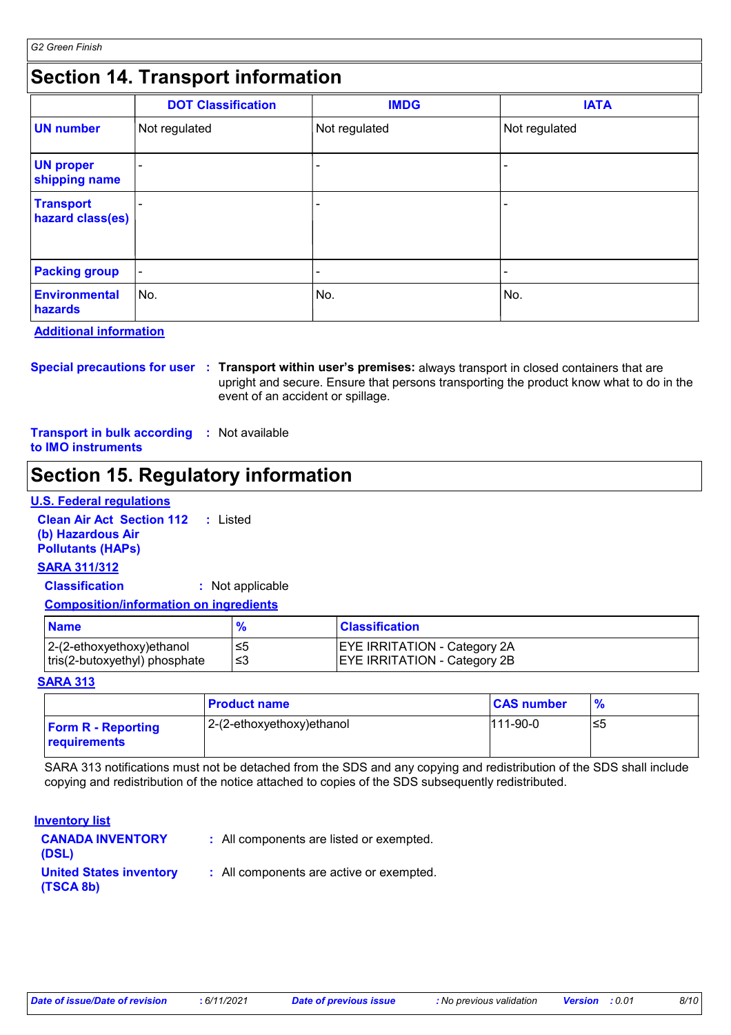## Section 14. Transport information

| | DOT Classification | IMDG | IATA |
|---|---|---|---|
| **UN number** | Not regulated | Not regulated | Not regulated |
| **UN proper shipping name** | - | - | - |
| **Transport hazard class(es)** | - | - | - |
| **Packing group** | - | - | - |
| **Environmental hazards** | No. | No. | No. |

**Additional information**

**Special precautions for user** : **Transport within user's premises:** always transport in closed containers that are upright and secure. Ensure that persons transporting the product know what to do in the event of an accident or spillage.

**Transport in bulk according to IMO instruments** : Not available

## Section 15. Regulatory information

**U.S. Federal regulations**

**Clean Air Act Section 112 (b) Hazardous Air Pollutants (HAPs)** : Listed

**SARA 311/312**

**Classification** : Not applicable

**Composition/information on ingredients**

| Name | % | Classification |
|---|---|---|
| 2-(2-ethoxyethoxy)ethanol | ≤5 | EYE IRRITATION - Category 2A |
| tris(2-butoxyethyl) phosphate | ≤3 | EYE IRRITATION - Category 2B |

**SARA 313**

| | Product name | CAS number | % |
|---|---|---|---|
| **Form R - Reporting requirements** | 2-(2-ethoxyethoxy)ethanol | 111-90-0 | ≤5 |

SARA 313 notifications must not be detached from the SDS and any copying and redistribution of the SDS shall include copying and redistribution of the notice attached to copies of the SDS subsequently redistributed.

**Inventory list**

**CANADA INVENTORY (DSL)** : All components are listed or exempted.

**United States inventory (TSCA 8b)** : All components are active or exempted.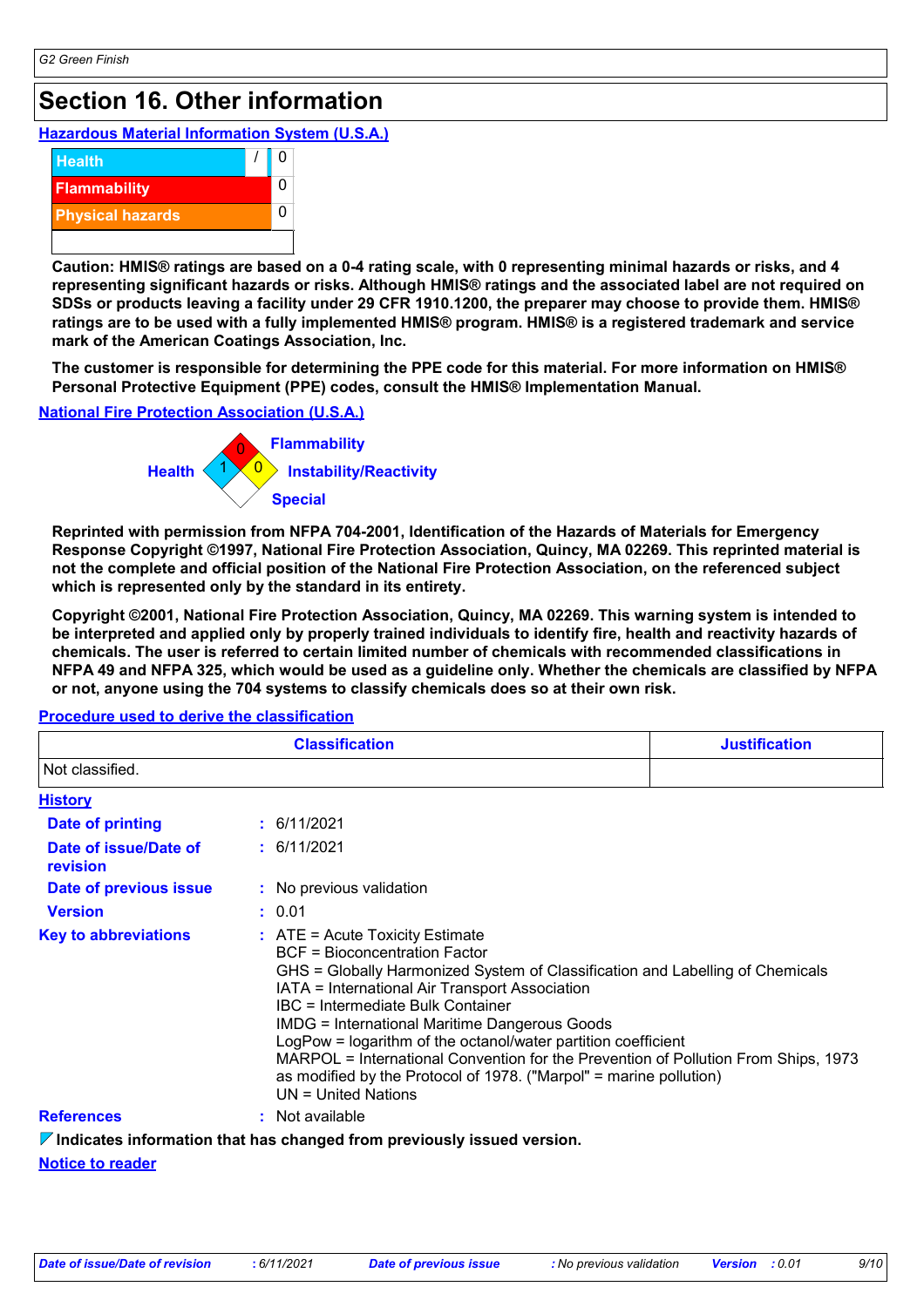## Section 16. Other information

**Hazardous Material Information System (U.S.A.)**

| | |
|---|---|
| Health | / 0 |
| Flammability | 0 |
| Physical hazards | 0 |
| | |

**Caution: HMIS® ratings are based on a 0-4 rating scale, with 0 representing minimal hazards or risks, and 4 representing significant hazards or risks. Although HMIS® ratings and the associated label are not required on SDSs or products leaving a facility under 29 CFR 1910.1200, the preparer may choose to provide them. HMIS® ratings are to be used with a fully implemented HMIS® program. HMIS® is a registered trademark and service mark of the American Coatings Association, Inc.**

**The customer is responsible for determining the PPE code for this material. For more information on HMIS® Personal Protective Equipment (PPE) codes, consult the HMIS® Implementation Manual.**

**National Fire Protection Association (U.S.A.)**

Flammability: 0
Health: 1
Instability/Reactivity: 0
Special:

**Reprinted with permission from NFPA 704-2001, Identification of the Hazards of Materials for Emergency Response Copyright ©1997, National Fire Protection Association, Quincy, MA 02269. This reprinted material is not the complete and official position of the National Fire Protection Association, on the referenced subject which is represented only by the standard in its entirety.**

**Copyright ©2001, National Fire Protection Association, Quincy, MA 02269. This warning system is intended to be interpreted and applied only by properly trained individuals to identify fire, health and reactivity hazards of chemicals. The user is referred to certain limited number of chemicals with recommended classifications in NFPA 49 and NFPA 325, which would be used as a guideline only. Whether the chemicals are classified by NFPA or not, anyone using the 704 systems to classify chemicals does so at their own risk.**

**Procedure used to derive the classification**

| Classification | Justification |
|---|---|
| Not classified. | |

**History**

**Date of printing** : 6/11/2021

**Date of issue/Date of revision** : 6/11/2021

**Date of previous issue** : No previous validation

**Version** : 0.01

**Key to abbreviations** :
ATE = Acute Toxicity Estimate
BCF = Bioconcentration Factor
GHS = Globally Harmonized System of Classification and Labelling of Chemicals
IATA = International Air Transport Association
IBC = Intermediate Bulk Container
IMDG = International Maritime Dangerous Goods
LogPow = logarithm of the octanol/water partition coefficient
MARPOL = International Convention for the Prevention of Pollution From Ships, 1973 as modified by the Protocol of 1978. ("Marpol" = marine pollution)
UN = United Nations

**References** : Not available

**Indicates information that has changed from previously issued version.**

**Notice to reader**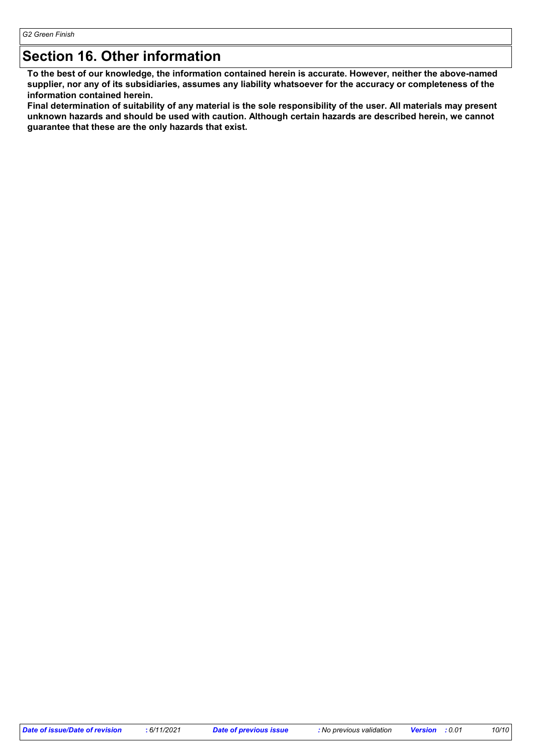## Section 16. Other information

**To the best of our knowledge, the information contained herein is accurate. However, neither the above-named supplier, nor any of its subsidiaries, assumes any liability whatsoever for the accuracy or completeness of the information contained herein.**

**Final determination of suitability of any material is the sole responsibility of the user. All materials may present unknown hazards and should be used with caution. Although certain hazards are described herein, we cannot guarantee that these are the only hazards that exist.**